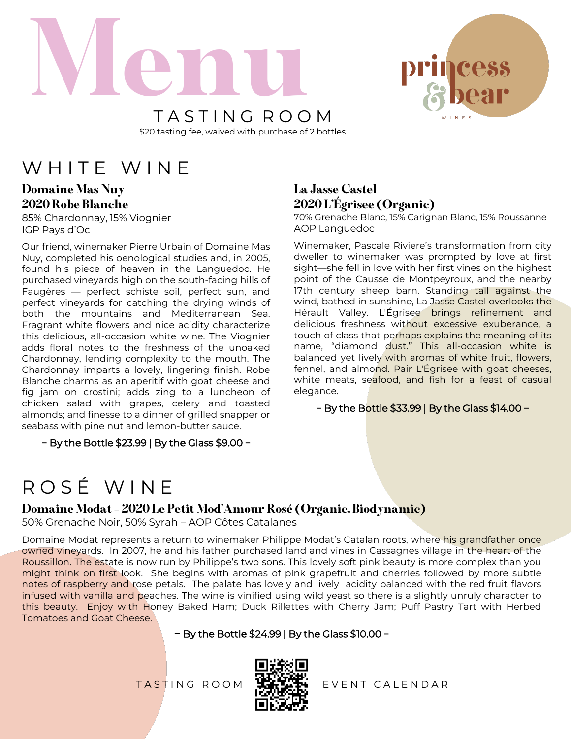# Menu

## TASTING ROOM

$20 tasting fee, waived with purchase of 2 bottles

princess & bear WINES

## WHITE WINE

### Domaine Mas Nuy 2020 Robe Blanche

85% Chardonnay, 15% Viognier
IGP Pays d'Oc

Our friend, winemaker Pierre Urbain of Domaine Mas Nuy, completed his oenological studies and, in 2005, found his piece of heaven in the Languedoc. He purchased vineyards high on the south-facing hills of Faugères — perfect schiste soil, perfect sun, and perfect vineyards for catching the drying winds of both the mountains and Mediterranean Sea. Fragrant white flowers and nice acidity characterize this delicious, all-occasion white wine. The Viognier adds floral notes to the freshness of the unoaked Chardonnay, lending complexity to the mouth. The Chardonnay imparts a lovely, lingering finish. Robe Blanche charms as an aperitif with goat cheese and fig jam on crostini; adds zing to a luncheon of chicken salad with grapes, celery and toasted almonds; and finesse to a dinner of grilled snapper or seabass with pine nut and lemon-butter sauce.

– By the Bottle $23.99 | By the Glass $9.00 –

### La Jasse Castel 2020 L'Égrisee (Organic)

70% Grenache Blanc, 15% Carignan Blanc, 15% Roussanne
AOP Languedoc

Winemaker, Pascale Riviere's transformation from city dweller to winemaker was prompted by love at first sight—she fell in love with her first vines on the highest point of the Causse de Montpeyroux, and the nearby 17th century sheep barn. Standing tall against the wind, bathed in sunshine, La Jasse Castel overlooks the Hérault Valley. L'Égrisee brings refinement and delicious freshness without excessive exuberance, a touch of class that perhaps explains the meaning of its name, "diamond dust." This all-occasion white is balanced yet lively with aromas of white fruit, flowers, fennel, and almond. Pair L'Égrisee with goat cheeses, white meats, seafood, and fish for a feast of casual elegance.

– By the Bottle $33.99 | By the Glass $14.00 –

## ROSÉ WINE

### Domaine Modat – 2020 Le Petit Mod'Amour Rosé (Organic, Biodynamic)

50% Grenache Noir, 50% Syrah – AOP Côtes Catalanes

Domaine Modat represents a return to winemaker Philippe Modat's Catalan roots, where his grandfather once owned vineyards. In 2007, he and his father purchased land and vines in Cassagnes village in the heart of the Roussillon. The estate is now run by Philippe's two sons. This lovely soft pink beauty is more complex than you might think on first look. She begins with aromas of pink grapefruit and cherries followed by more subtle notes of raspberry and rose petals. The palate has lovely and lively acidity balanced with the red fruit flavors infused with vanilla and peaches. The wine is vinified using wild yeast so there is a slightly unruly character to this beauty. Enjoy with Honey Baked Ham; Duck Rillettes with Cherry Jam; Puff Pastry Tart with Herbed Tomatoes and Goat Cheese.

– By the Bottle $24.99 | By the Glass $10.00 –

TASTING ROOM EVENT CALENDAR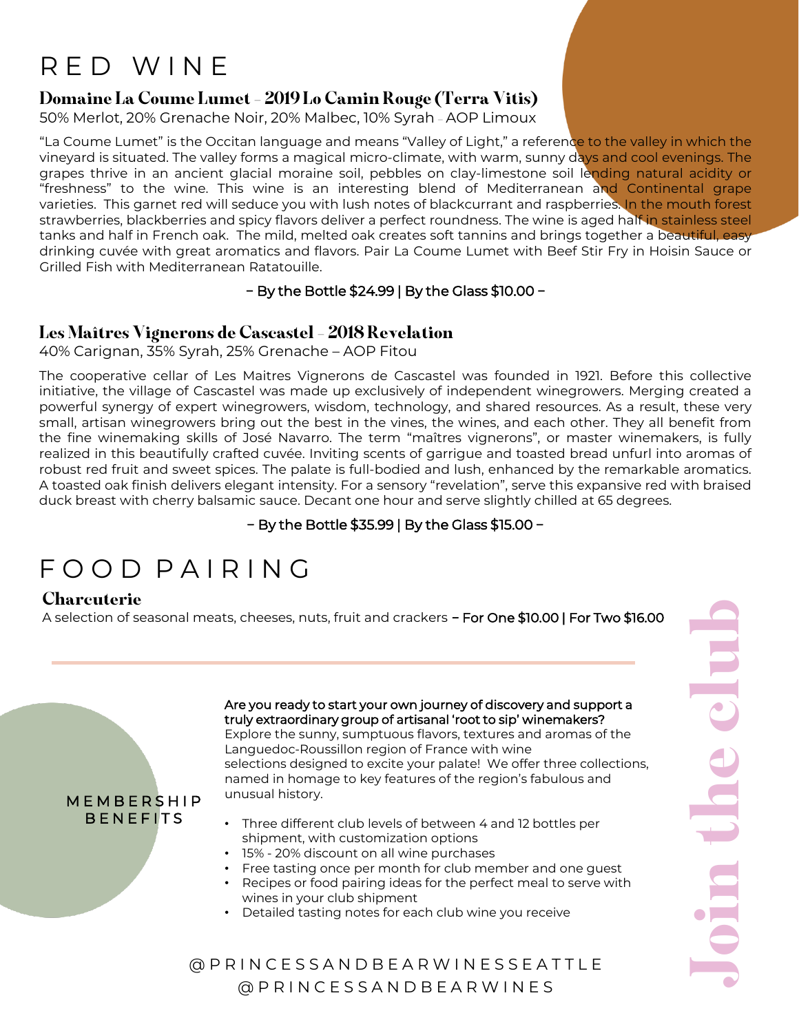# RED WINE

### Domaine La Coume Lumet – 2019 Lo Camin Rouge (Terra Vitis)

50% Merlot, 20% Grenache Noir, 20% Malbec, 10% Syrah – AOP Limoux

"La Coume Lumet" is the Occitan language and means "Valley of Light," a reference to the valley in which the vineyard is situated. The valley forms a magical micro-climate, with warm, sunny days and cool evenings. The grapes thrive in an ancient glacial moraine soil, pebbles on clay-limestone soil lending natural acidity or "freshness" to the wine. This wine is an interesting blend of Mediterranean and Continental grape varieties. This garnet red will seduce you with lush notes of blackcurrant and raspberries. In the mouth forest strawberries, blackberries and spicy flavors deliver a perfect roundness. The wine is aged half in stainless steel tanks and half in French oak. The mild, melted oak creates soft tannins and brings together a beautiful, easy drinking cuvée with great aromatics and flavors. Pair La Coume Lumet with Beef Stir Fry in Hoisin Sauce or Grilled Fish with Mediterranean Ratatouille.

– By the Bottle $24.99 | By the Glass $10.00 –

### Les Maîtres Vignerons de Cascastel – 2018 Revelation

40% Carignan, 35% Syrah, 25% Grenache – AOP Fitou

The cooperative cellar of Les Maitres Vignerons de Cascastel was founded in 1921. Before this collective initiative, the village of Cascastel was made up exclusively of independent winegrowers. Merging created a powerful synergy of expert winegrowers, wisdom, technology, and shared resources. As a result, these very small, artisan winegrowers bring out the best in the vines, the wines, and each other. They all benefit from the fine winemaking skills of José Navarro. The term "maîtres vignerons", or master winemakers, is fully realized in this beautifully crafted cuvée. Inviting scents of garrigue and toasted bread unfurl into aromas of robust red fruit and sweet spices. The palate is full-bodied and lush, enhanced by the remarkable aromatics. A toasted oak finish delivers elegant intensity. For a sensory "revelation", serve this expansive red with braised duck breast with cherry balsamic sauce. Decant one hour and serve slightly chilled at 65 degrees.

– By the Bottle $35.99 | By the Glass $15.00 –

# FOOD PAIRING

### Charcuterie

A selection of seasonal meats, cheeses, nuts, fruit and crackers – For One $10.00 | For Two $16.00

## MEMBERSHIP BENEFITS

## Join the club

Are you ready to start your own journey of discovery and support a truly extraordinary group of artisanal 'root to sip' winemakers?
Explore the sunny, sumptuous flavors, textures and aromas of the Languedoc-Roussillon region of France with wine selections designed to excite your palate! We offer three collections, named in homage to key features of the region's fabulous and unusual history.

- Three different club levels of between 4 and 12 bottles per shipment, with customization options
- 15% - 20% discount on all wine purchases
- Free tasting once per month for club member and one guest
- Recipes or food pairing ideas for the perfect meal to serve with wines in your club shipment
- Detailed tasting notes for each club wine you receive

@PRINCESSANDBEARWINESSEATTLE
@PRINCESSANDBEARWINES